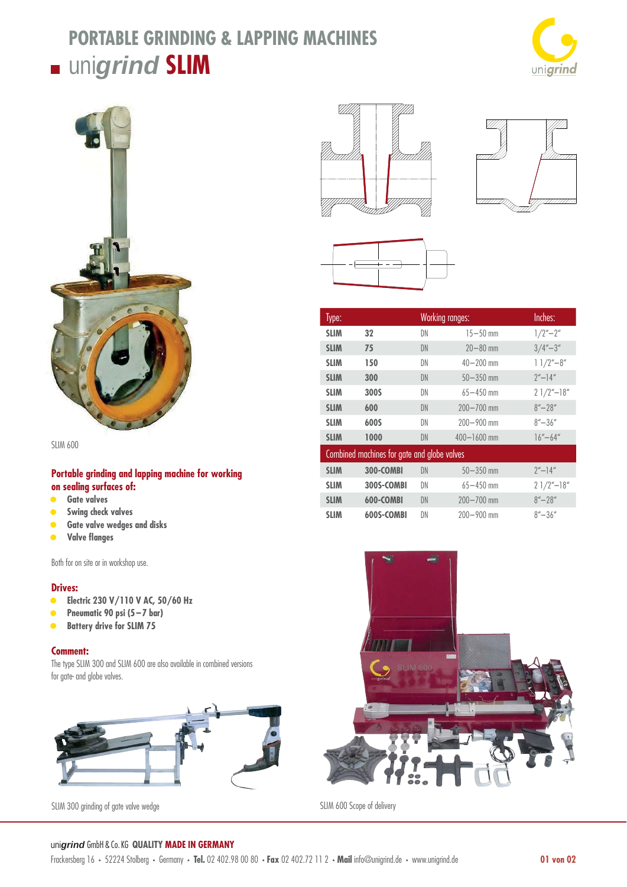# PORTABLE GRINDING & LAPPING MACHINES

## unigrind SLIM

SLIM 600

**Portable grinding and lapping machine for working on sealing surfaces of:**

- **Gate valves**
- **Swing check valves**
- **Gate valve wedges and disks**
- **Valve flanges**

Both for on site or in workshop use.

**Drives:**

- **Electric 230 V/110 V AC, 50/60 Hz**
- **Pneumatic 90 psi (5–7 bar)**
- **Battery drive for SLIM 75**

**Comment:**

The type SLIM 300 and SLIM 600 are also available in combined versions for gate- and globe valves.

| Type: | | Working ranges: | | Inches: |
|---|---|---|---|---|
| **SLIM** | **32** | DN | 15–50 mm | 1/2"–2" |
| **SLIM** | **75** | DN | 20–80 mm | 3/4"–3" |
| **SLIM** | **150** | DN | 40–200 mm | 1 1/2"–8" |
| **SLIM** | **300** | DN | 50–350 mm | 2"–14" |
| **SLIM** | **300S** | DN | 65–450 mm | 2 1/2"–18" |
| **SLIM** | **600** | DN | 200–700 mm | 8"–28" |
| **SLIM** | **600S** | DN | 200–900 mm | 8"–36" |
| **SLIM** | **1000** | DN | 400–1600 mm | 16"–64" |
| Combined machines for gate and globe valves | | | | |
| **SLIM** | **300-COMBI** | DN | 50–350 mm | 2"–14" |
| **SLIM** | **300S-COMBI** | DN | 65–450 mm | 2 1/2"–18" |
| **SLIM** | **600-COMBI** | DN | 200–700 mm | 8"–28" |
| **SLIM** | **600S-COMBI** | DN | 200–900 mm | 8"–36" |

SLIM 300 grinding of gate valve wedge

SLIM 600 Scope of delivery

unigrind GmbH & Co. KG **QUALITY MADE IN GERMANY**

Frackersberg 16 • 52224 Stolberg • Germany • **Tel.** 02 402.98 00 80 • **Fax** 02 402.72 11 2 • **Mail** info@unigrind.de • www.unigrind.de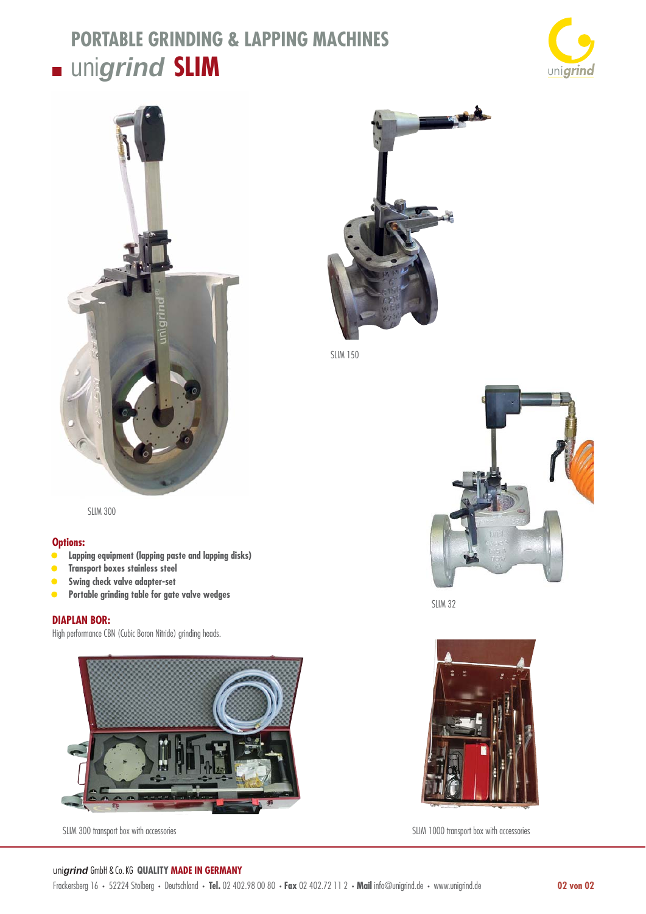# PORTABLE GRINDING & LAPPING MACHINES

## unigrind SLIM

SLIM 300

SLIM 150

SLIM 32

**Options:**

- Lapping equipment (lapping paste and lapping disks)
- Transport boxes stainless steel
- Swing check valve adapter-set
- Portable grinding table for gate valve wedges

**DIAPLAN BOR:**

High performance CBN (Cubic Boron Nitride) grinding heads.

SLIM 300 transport box with accessories

SLIM 1000 transport box with accessories

unigrind GmbH & Co. KG **QUALITY MADE IN GERMANY**

Frackersberg 16 • 52224 Stolberg • Deutschland • **Tel.** 02 402.98 00 80 • **Fax** 02 402.72 11 2 • **Mail** info@unigrind.de • www.unigrind.de